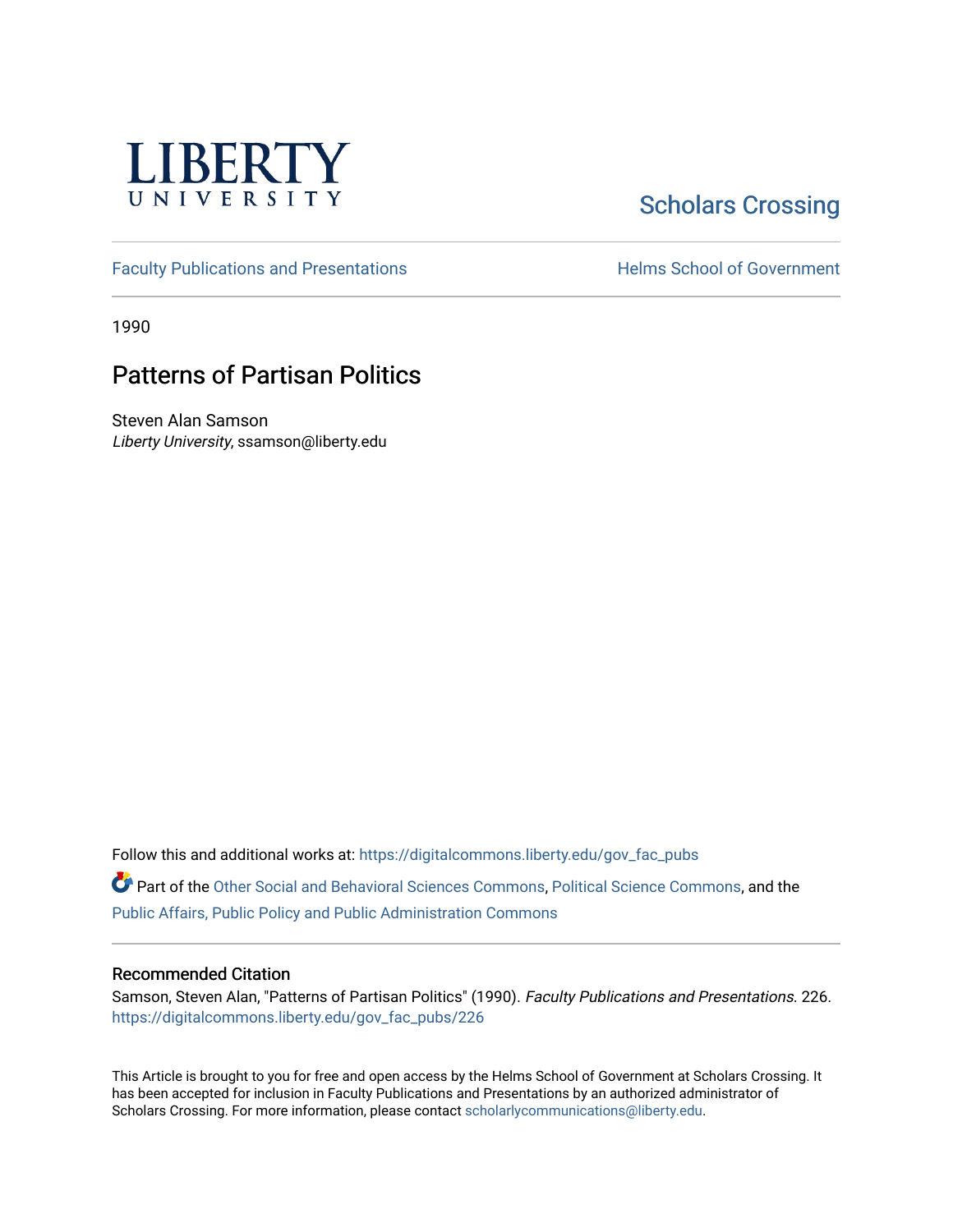LIBERTY UNIVERSITY

Scholars Crossing

Faculty Publications and Presentations

Helms School of Government

1990

# Patterns of Partisan Politics

Steven Alan Samson
*Liberty University*, ssamson@liberty.edu

Follow this and additional works at: https://digitalcommons.liberty.edu/gov_fac_pubs

Part of the Other Social and Behavioral Sciences Commons, Political Science Commons, and the Public Affairs, Public Policy and Public Administration Commons

## Recommended Citation

Samson, Steven Alan, "Patterns of Partisan Politics" (1990). *Faculty Publications and Presentations*. 226.
https://digitalcommons.liberty.edu/gov_fac_pubs/226

This Article is brought to you for free and open access by the Helms School of Government at Scholars Crossing. It has been accepted for inclusion in Faculty Publications and Presentations by an authorized administrator of Scholars Crossing. For more information, please contact scholarlycommunications@liberty.edu.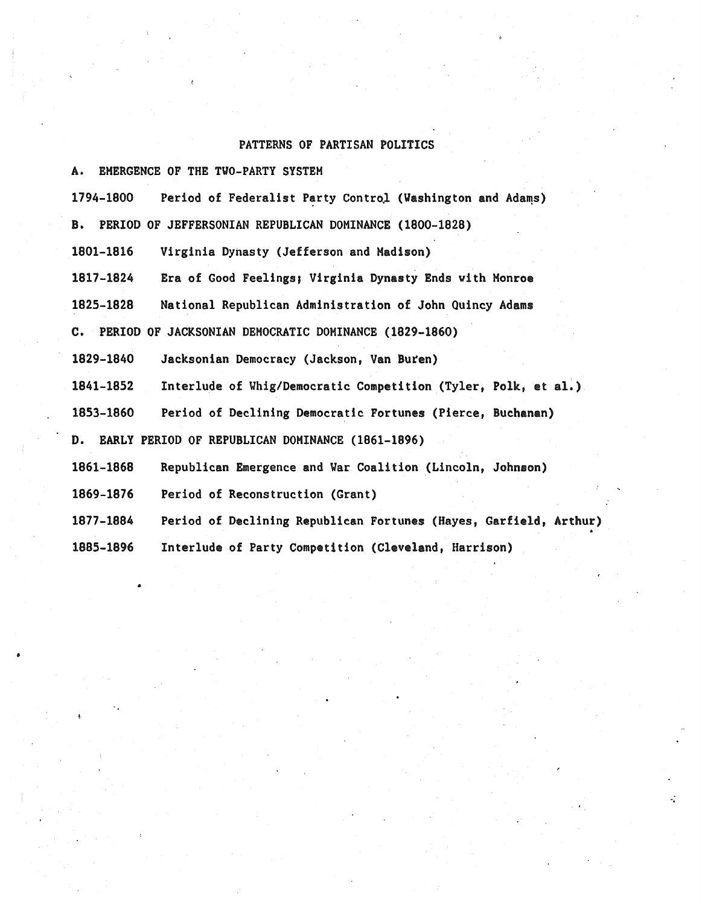# PATTERNS OF PARTISAN POLITICS

## A. EMERGENCE OF THE TWO-PARTY SYSTEM

1794-1800 Period of Federalist Party Control (Washington and Adams)

## B. PERIOD OF JEFFERSONIAN REPUBLICAN DOMINANCE (1800-1828)

1801-1816 Virginia Dynasty (Jefferson and Madison)

1817-1824 Era of Good Feelings; Virginia Dynasty Ends with Monroe

1825-1828 National Republican Administration of John Quincy Adams

## C. PERIOD OF JACKSONIAN DEMOCRATIC DOMINANCE (1829-1860)

1829-1840 Jacksonian Democracy (Jackson, Van Buren)

1841-1852 Interlude of Whig/Democratic Competition (Tyler, Polk, et al.)

1853-1860 Period of Declining Democratic Fortunes (Pierce, Buchanan)

## D. EARLY PERIOD OF REPUBLICAN DOMINANCE (1861-1896)

1861-1868 Republican Emergence and War Coalition (Lincoln, Johnson)

1869-1876 Period of Reconstruction (Grant)

1877-1884 Period of Declining Republican Fortunes (Hayes, Garfield, Arthur)

1885-1896 Interlude of Party Competition (Cleveland, Harrison)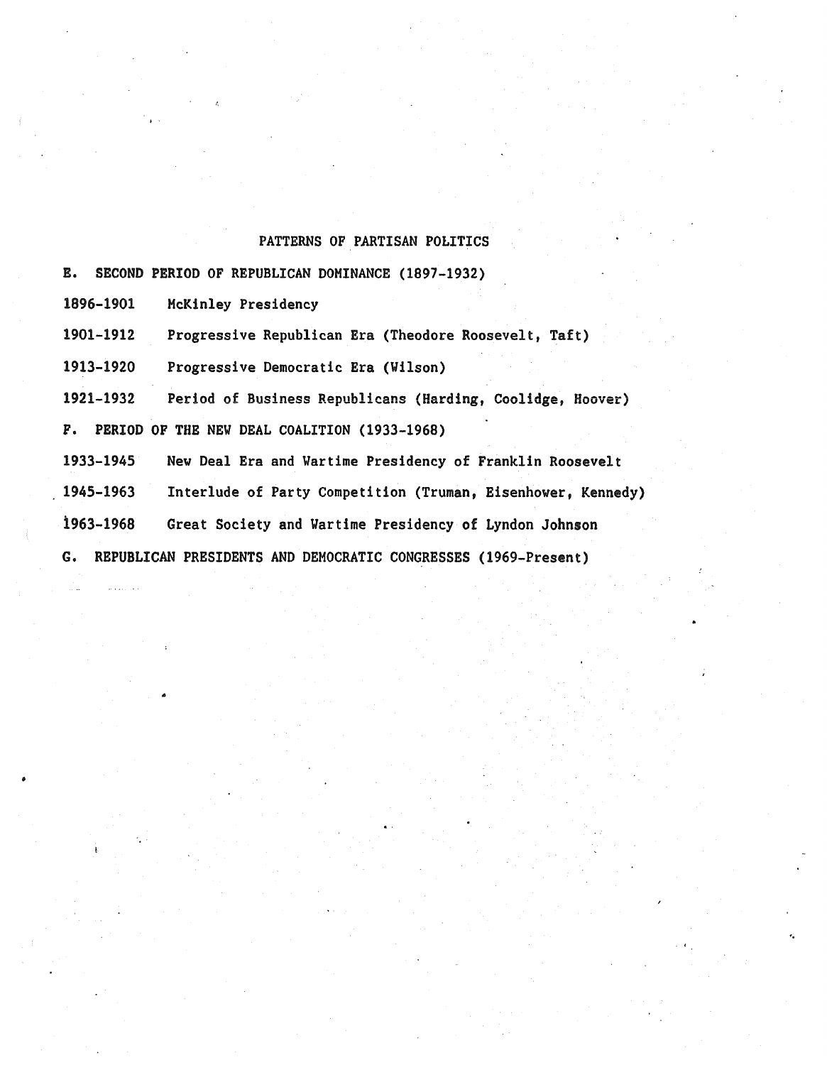## PATTERNS OF PARTISAN POLITICS

### E. SECOND PERIOD OF REPUBLICAN DOMINANCE (1897-1932)

| | |
|---|---|
| 1896-1901 | McKinley Presidency |
| 1901-1912 | Progressive Republican Era (Theodore Roosevelt, Taft) |
| 1913-1920 | Progressive Democratic Era (Wilson) |
| 1921-1932 | Period of Business Republicans (Harding, Coolidge, Hoover) |

### F. PERIOD OF THE NEW DEAL COALITION (1933-1968)

| | |
|---|---|
| 1933-1945 | New Deal Era and Wartime Presidency of Franklin Roosevelt |
| 1945-1963 | Interlude of Party Competition (Truman, Eisenhower, Kennedy) |
| 1963-1968 | Great Society and Wartime Presidency of Lyndon Johnson |

### G. REPUBLICAN PRESIDENTS AND DEMOCRATIC CONGRESSES (1969-Present)